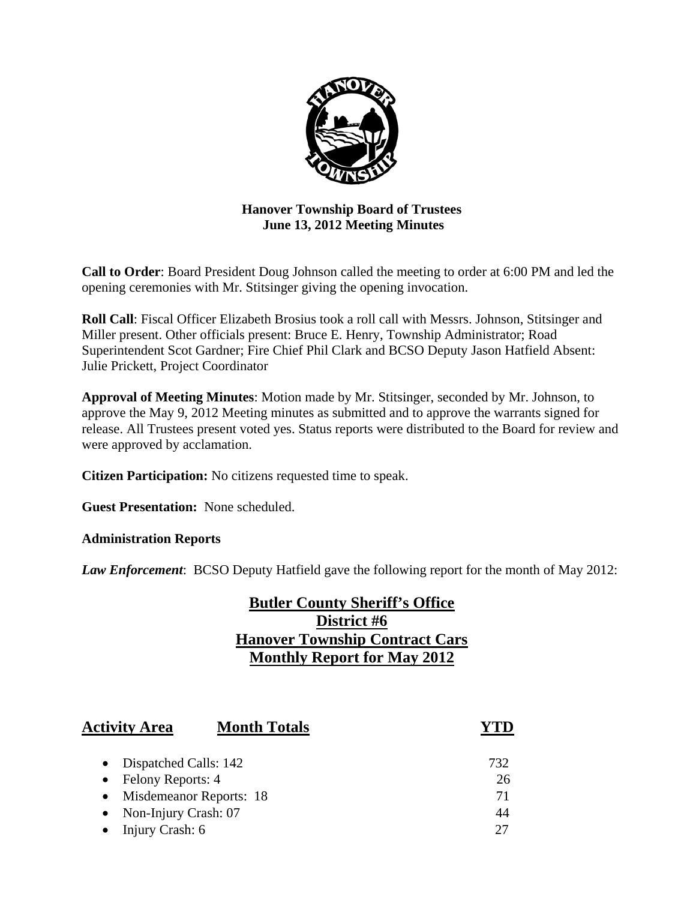**Hanover Township Board of Trustees**
**June 13, 2012 Meeting Minutes**

**Call to Order**: Board President Doug Johnson called the meeting to order at 6:00 PM and led the opening ceremonies with Mr. Stitsinger giving the opening invocation.

**Roll Call**: Fiscal Officer Elizabeth Brosius took a roll call with Messrs. Johnson, Stitsinger and Miller present. Other officials present: Bruce E. Henry, Township Administrator; Road Superintendent Scot Gardner; Fire Chief Phil Clark and BCSO Deputy Jason Hatfield Absent: Julie Prickett, Project Coordinator

**Approval of Meeting Minutes**: Motion made by Mr. Stitsinger, seconded by Mr. Johnson, to approve the May 9, 2012 Meeting minutes as submitted and to approve the warrants signed for release. All Trustees present voted yes. Status reports were distributed to the Board for review and were approved by acclamation.

**Citizen Participation:** No citizens requested time to speak.

**Guest Presentation:** None scheduled.

**Administration Reports**

***Law Enforcement***: BCSO Deputy Hatfield gave the following report for the month of May 2012:

## Butler County Sheriff's Office
## District #6
## Hanover Township Contract Cars
## Monthly Report for May 2012

| Activity Area Month Totals | YTD |
|---|---|
| • Dispatched Calls: 142 | 732 |
| • Felony Reports: 4 | 26 |
| • Misdemeanor Reports: 18 | 71 |
| • Non-Injury Crash: 07 | 44 |
| • Injury Crash: 6 | 27 |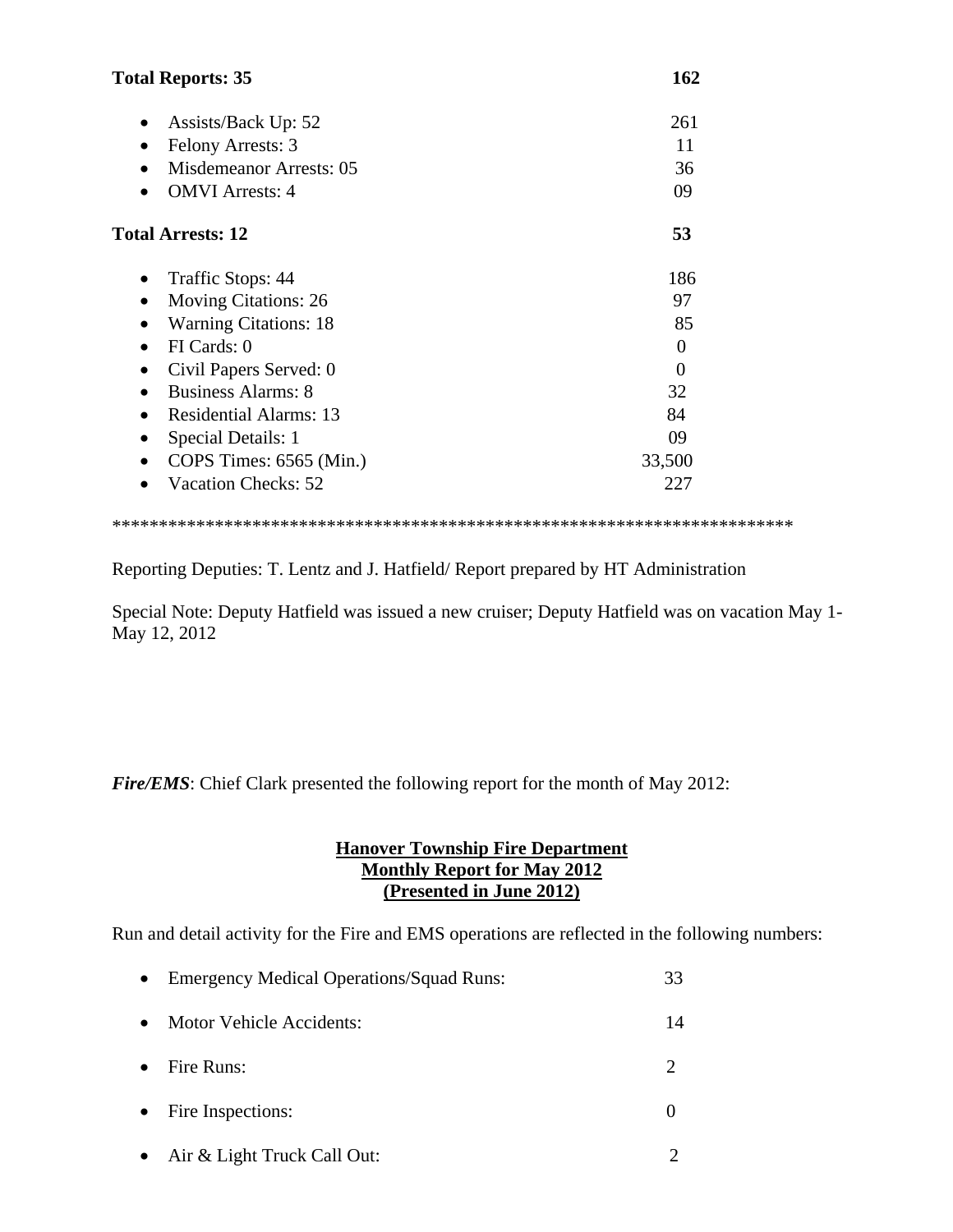**Total Reports: 35** **162**

- Assists/Back Up: 52 261
- Felony Arrests: 3 11
- Misdemeanor Arrests: 05 36
- OMVI Arrests: 4 09

**Total Arrests: 12** **53**

- Traffic Stops: 44 186
- Moving Citations: 26 97
- Warning Citations: 18 85
- FI Cards: 0 0
- Civil Papers Served: 0 0
- Business Alarms: 8 32
- Residential Alarms: 13 84
- Special Details: 1 09
- COPS Times: 6565 (Min.) 33,500
- Vacation Checks: 52 227

***************************************************************************

Reporting Deputies: T. Lentz and J. Hatfield/ Report prepared by HT Administration

Special Note: Deputy Hatfield was issued a new cruiser; Deputy Hatfield was on vacation May 1-May 12, 2012

***Fire/EMS***: Chief Clark presented the following report for the month of May 2012:

**Hanover Township Fire Department**
**Monthly Report for May 2012**
**(Presented in June 2012)**

Run and detail activity for the Fire and EMS operations are reflected in the following numbers:

- Emergency Medical Operations/Squad Runs: 33
- Motor Vehicle Accidents: 14
- Fire Runs: 2
- Fire Inspections: 0
- Air & Light Truck Call Out: 2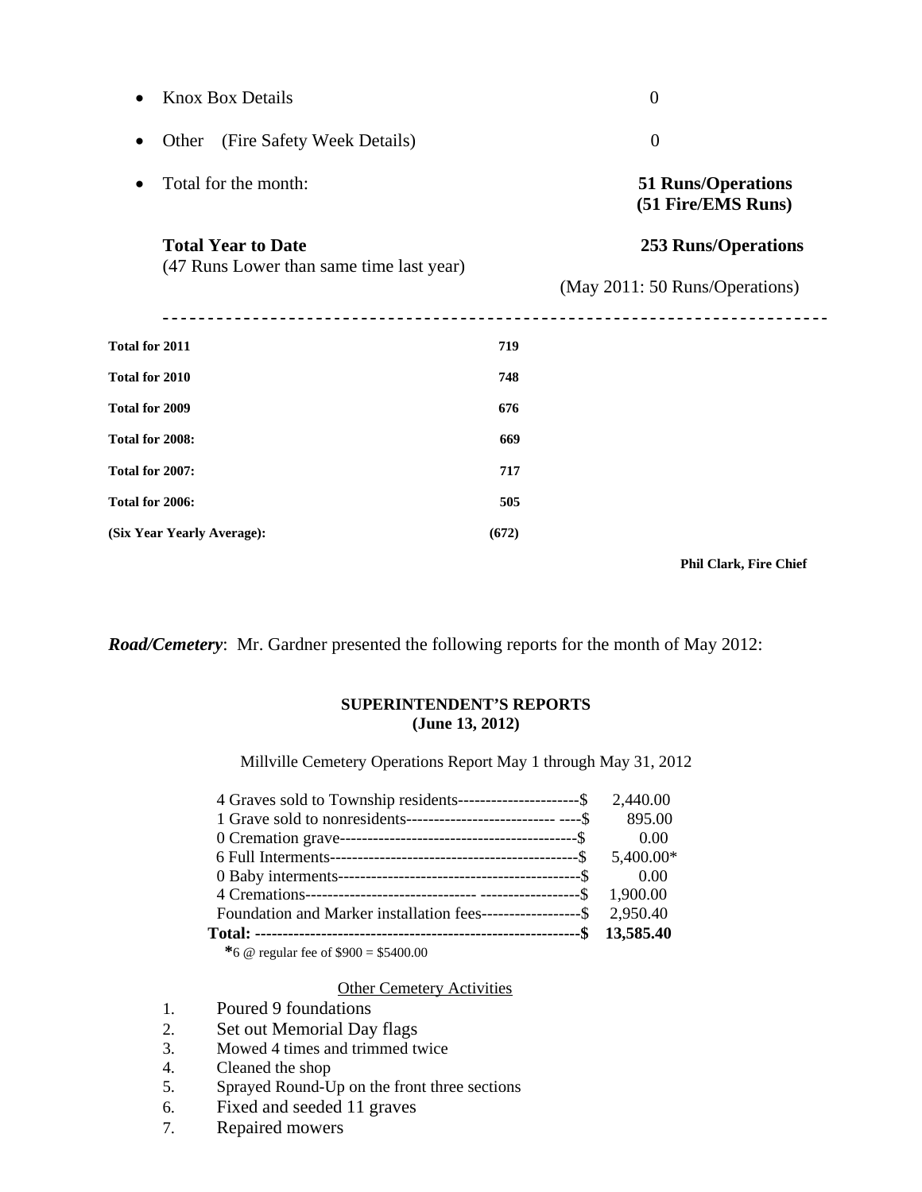- Knox Box Details 0
- Other (Fire Safety Week Details) 0
- Total for the month: **51 Runs/Operations (51 Fire/EMS Runs)**

**Total Year to Date** **253 Runs/Operations**
(47 Runs Lower than same time last year) (May 2011: 50 Runs/Operations)

- - - - - - - - - - - - - - - - - - - - - - - - - - - - - - - - - - - - - - - - - - - - - - - -

| | |
|---|---|
| **Total for 2011** | **719** |
| **Total for 2010** | **748** |
| **Total for 2009** | **676** |
| **Total for 2008:** | **669** |
| **Total for 2007:** | **717** |
| **Total for 2006:** | **505** |
| **(Six Year Yearly Average):** | **(672)** |

**Phil Clark, Fire Chief**

***Road/Cemetery***: Mr. Gardner presented the following reports for the month of May 2012:

**SUPERINTENDENT'S REPORTS**
**(June 13, 2012)**

Millville Cemetery Operations Report May 1 through May 31, 2012

| | |
|---|---|
| 4 Graves sold to Township residents----------------------$ | 2,440.00 |
| 1 Grave sold to nonresidents--------------------------- ----$ | 895.00 |
| 0 Cremation grave-------------------------------------------$ | 0.00 |
| 6 Full Interments---------------------------------------------$ | 5,400.00* |
| 0 Baby interments--------------------------------------------$ | 0.00 |
| 4 Cremations------------------------------ ------------------$ | 1,900.00 |
| Foundation and Marker installation fees------------------$ | 2,950.40 |
| **Total: -----------------------------------------------------------$** | **13,585.40** |

**\***6 @ regular fee of $900 = $5400.00

Other Cemetery Activities

1. Poured 9 foundations
2. Set out Memorial Day flags
3. Mowed 4 times and trimmed twice
4. Cleaned the shop
5. Sprayed Round-Up on the front three sections
6. Fixed and seeded 11 graves
7. Repaired mowers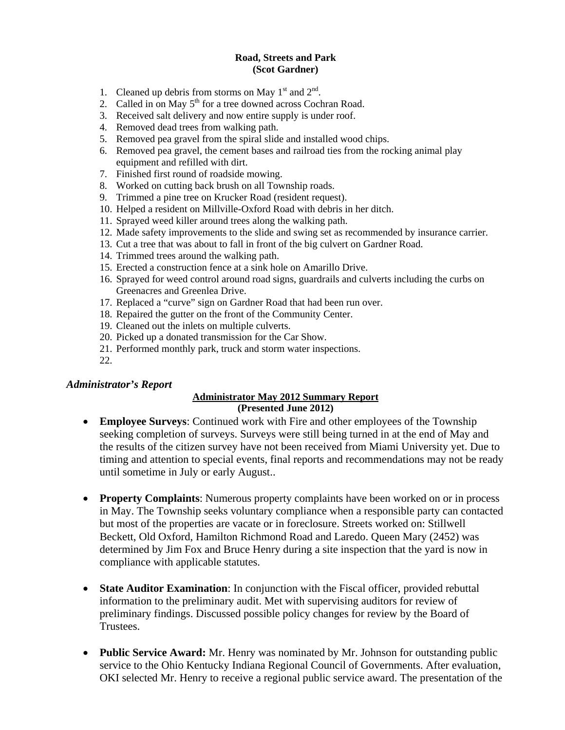**Road, Streets and Park**
**(Scot Gardner)**

1. Cleaned up debris from storms on May 1st and 2nd.
2. Called in on May 5th for a tree downed across Cochran Road.
3. Received salt delivery and now entire supply is under roof.
4. Removed dead trees from walking path.
5. Removed pea gravel from the spiral slide and installed wood chips.
6. Removed pea gravel, the cement bases and railroad ties from the rocking animal play equipment and refilled with dirt.
7. Finished first round of roadside mowing.
8. Worked on cutting back brush on all Township roads.
9. Trimmed a pine tree on Krucker Road (resident request).
10. Helped a resident on Millville-Oxford Road with debris in her ditch.
11. Sprayed weed killer around trees along the walking path.
12. Made safety improvements to the slide and swing set as recommended by insurance carrier.
13. Cut a tree that was about to fall in front of the big culvert on Gardner Road.
14. Trimmed trees around the walking path.
15. Erected a construction fence at a sink hole on Amarillo Drive.
16. Sprayed for weed control around road signs, guardrails and culverts including the curbs on Greenacres and Greenlea Drive.
17. Replaced a "curve" sign on Gardner Road that had been run over.
18. Repaired the gutter on the front of the Community Center.
19. Cleaned out the inlets on multiple culverts.
20. Picked up a donated transmission for the Car Show.
21. Performed monthly park, truck and storm water inspections.
22.

***Administrator's Report***

**Administrator May 2012 Summary Report**
**(Presented June 2012)**

- **Employee Surveys**: Continued work with Fire and other employees of the Township seeking completion of surveys. Surveys were still being turned in at the end of May and the results of the citizen survey have not been received from Miami University yet. Due to timing and attention to special events, final reports and recommendations may not be ready until sometime in July or early August..

- **Property Complaints**: Numerous property complaints have been worked on or in process in May. The Township seeks voluntary compliance when a responsible party can contacted but most of the properties are vacate or in foreclosure. Streets worked on: Stillwell Beckett, Old Oxford, Hamilton Richmond Road and Laredo. Queen Mary (2452) was determined by Jim Fox and Bruce Henry during a site inspection that the yard is now in compliance with applicable statutes.

- **State Auditor Examination**: In conjunction with the Fiscal officer, provided rebuttal information to the preliminary audit. Met with supervising auditors for review of preliminary findings. Discussed possible policy changes for review by the Board of Trustees.

- **Public Service Award:** Mr. Henry was nominated by Mr. Johnson for outstanding public service to the Ohio Kentucky Indiana Regional Council of Governments. After evaluation, OKI selected Mr. Henry to receive a regional public service award. The presentation of the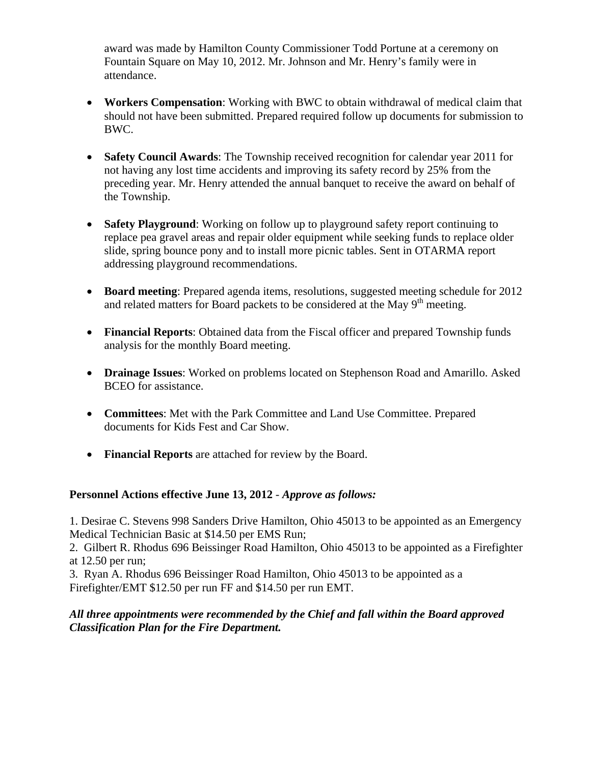award was made by Hamilton County Commissioner Todd Portune at a ceremony on Fountain Square on May 10, 2012. Mr. Johnson and Mr. Henry's family were in attendance.

- **Workers Compensation**: Working with BWC to obtain withdrawal of medical claim that should not have been submitted. Prepared required follow up documents for submission to BWC.
- **Safety Council Awards**: The Township received recognition for calendar year 2011 for not having any lost time accidents and improving its safety record by 25% from the preceding year. Mr. Henry attended the annual banquet to receive the award on behalf of the Township.
- **Safety Playground**: Working on follow up to playground safety report continuing to replace pea gravel areas and repair older equipment while seeking funds to replace older slide, spring bounce pony and to install more picnic tables. Sent in OTARMA report addressing playground recommendations.
- **Board meeting**: Prepared agenda items, resolutions, suggested meeting schedule for 2012 and related matters for Board packets to be considered at the May 9th meeting.
- **Financial Reports**: Obtained data from the Fiscal officer and prepared Township funds analysis for the monthly Board meeting.
- **Drainage Issues**: Worked on problems located on Stephenson Road and Amarillo. Asked BCEO for assistance.
- **Committees**: Met with the Park Committee and Land Use Committee. Prepared documents for Kids Fest and Car Show.
- **Financial Reports** are attached for review by the Board.

**Personnel Actions effective June 13, 2012** - ***Approve as follows:***

1. Desirae C. Stevens 998 Sanders Drive Hamilton, Ohio 45013 to be appointed as an Emergency Medical Technician Basic at $14.50 per EMS Run;
2. Gilbert R. Rhodus 696 Beissinger Road Hamilton, Ohio 45013 to be appointed as a Firefighter at 12.50 per run;
3. Ryan A. Rhodus 696 Beissinger Road Hamilton, Ohio 45013 to be appointed as a Firefighter/EMT $12.50 per run FF and $14.50 per run EMT.

***All three appointments were recommended by the Chief and fall within the Board approved Classification Plan for the Fire Department.***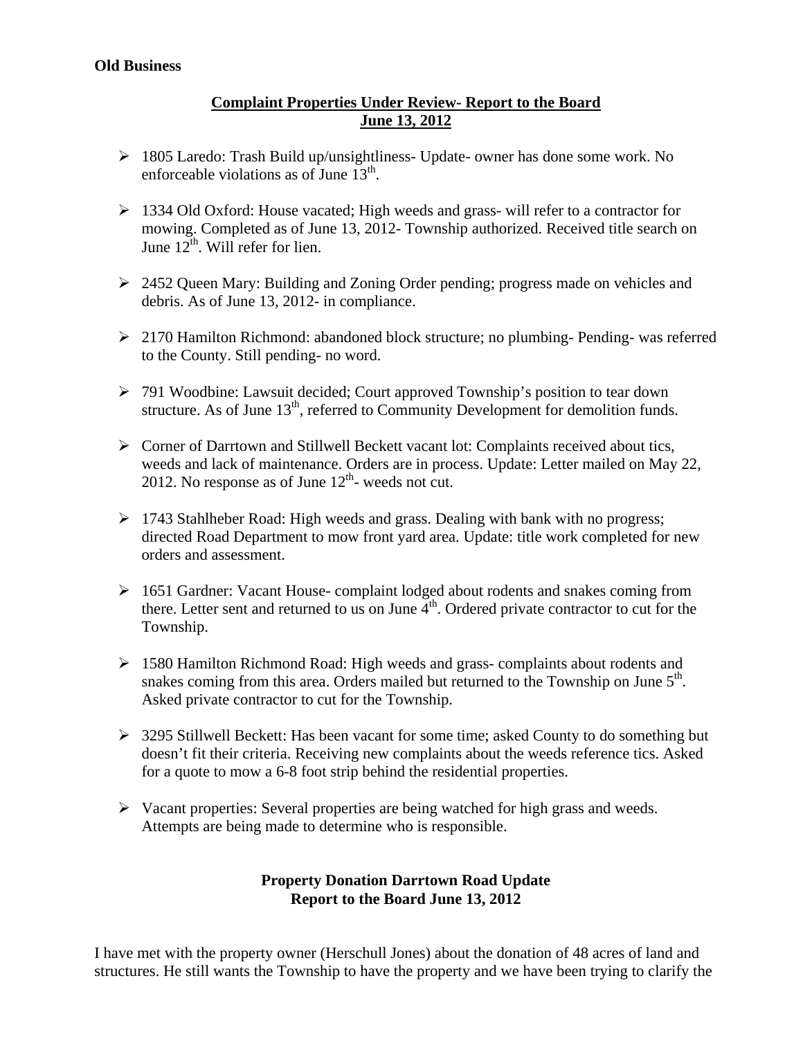**Old Business**

**Complaint Properties Under Review- Report to the Board June 13, 2012**

- 1805 Laredo: Trash Build up/unsightliness- Update- owner has done some work. No enforceable violations as of June 13th.
- 1334 Old Oxford: House vacated; High weeds and grass- will refer to a contractor for mowing. Completed as of June 13, 2012- Township authorized. Received title search on June 12th. Will refer for lien.
- 2452 Queen Mary: Building and Zoning Order pending; progress made on vehicles and debris. As of June 13, 2012- in compliance.
- 2170 Hamilton Richmond: abandoned block structure; no plumbing- Pending- was referred to the County. Still pending- no word.
- 791 Woodbine: Lawsuit decided; Court approved Township's position to tear down structure. As of June 13th, referred to Community Development for demolition funds.
- Corner of Darrtown and Stillwell Beckett vacant lot: Complaints received about tics, weeds and lack of maintenance. Orders are in process. Update: Letter mailed on May 22, 2012. No response as of June 12th- weeds not cut.
- 1743 Stahlheber Road: High weeds and grass. Dealing with bank with no progress; directed Road Department to mow front yard area. Update: title work completed for new orders and assessment.
- 1651 Gardner: Vacant House- complaint lodged about rodents and snakes coming from there. Letter sent and returned to us on June 4th. Ordered private contractor to cut for the Township.
- 1580 Hamilton Richmond Road: High weeds and grass- complaints about rodents and snakes coming from this area. Orders mailed but returned to the Township on June 5th. Asked private contractor to cut for the Township.
- 3295 Stillwell Beckett: Has been vacant for some time; asked County to do something but doesn't fit their criteria. Receiving new complaints about the weeds reference tics. Asked for a quote to mow a 6-8 foot strip behind the residential properties.
- Vacant properties: Several properties are being watched for high grass and weeds. Attempts are being made to determine who is responsible.

**Property Donation Darrtown Road Update**
**Report to the Board June 13, 2012**

I have met with the property owner (Herschull Jones) about the donation of 48 acres of land and structures. He still wants the Township to have the property and we have been trying to clarify the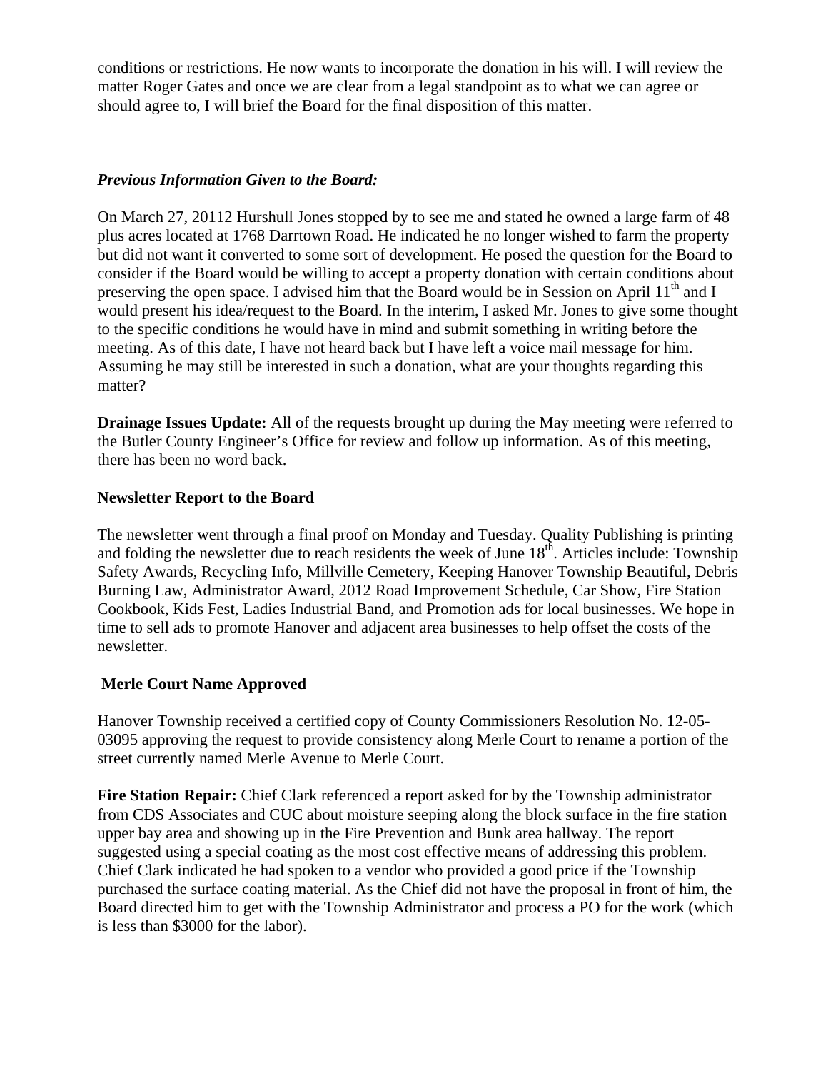conditions or restrictions. He now wants to incorporate the donation in his will. I will review the matter Roger Gates and once we are clear from a legal standpoint as to what we can agree or should agree to, I will brief the Board for the final disposition of this matter.

***Previous Information Given to the Board:***

On March 27, 20112 Hurshull Jones stopped by to see me and stated he owned a large farm of 48 plus acres located at 1768 Darrtown Road. He indicated he no longer wished to farm the property but did not want it converted to some sort of development. He posed the question for the Board to consider if the Board would be willing to accept a property donation with certain conditions about preserving the open space. I advised him that the Board would be in Session on April 11th and I would present his idea/request to the Board. In the interim, I asked Mr. Jones to give some thought to the specific conditions he would have in mind and submit something in writing before the meeting. As of this date, I have not heard back but I have left a voice mail message for him. Assuming he may still be interested in such a donation, what are your thoughts regarding this matter?

**Drainage Issues Update:** All of the requests brought up during the May meeting were referred to the Butler County Engineer's Office for review and follow up information. As of this meeting, there has been no word back.

**Newsletter Report to the Board**

The newsletter went through a final proof on Monday and Tuesday. Quality Publishing is printing and folding the newsletter due to reach residents the week of June 18th. Articles include: Township Safety Awards, Recycling Info, Millville Cemetery, Keeping Hanover Township Beautiful, Debris Burning Law, Administrator Award, 2012 Road Improvement Schedule, Car Show, Fire Station Cookbook, Kids Fest, Ladies Industrial Band, and Promotion ads for local businesses. We hope in time to sell ads to promote Hanover and adjacent area businesses to help offset the costs of the newsletter.

**Merle Court Name Approved**

Hanover Township received a certified copy of County Commissioners Resolution No. 12-05-03095 approving the request to provide consistency along Merle Court to rename a portion of the street currently named Merle Avenue to Merle Court.

**Fire Station Repair:** Chief Clark referenced a report asked for by the Township administrator from CDS Associates and CUC about moisture seeping along the block surface in the fire station upper bay area and showing up in the Fire Prevention and Bunk area hallway. The report suggested using a special coating as the most cost effective means of addressing this problem. Chief Clark indicated he had spoken to a vendor who provided a good price if the Township purchased the surface coating material. As the Chief did not have the proposal in front of him, the Board directed him to get with the Township Administrator and process a PO for the work (which is less than $3000 for the labor).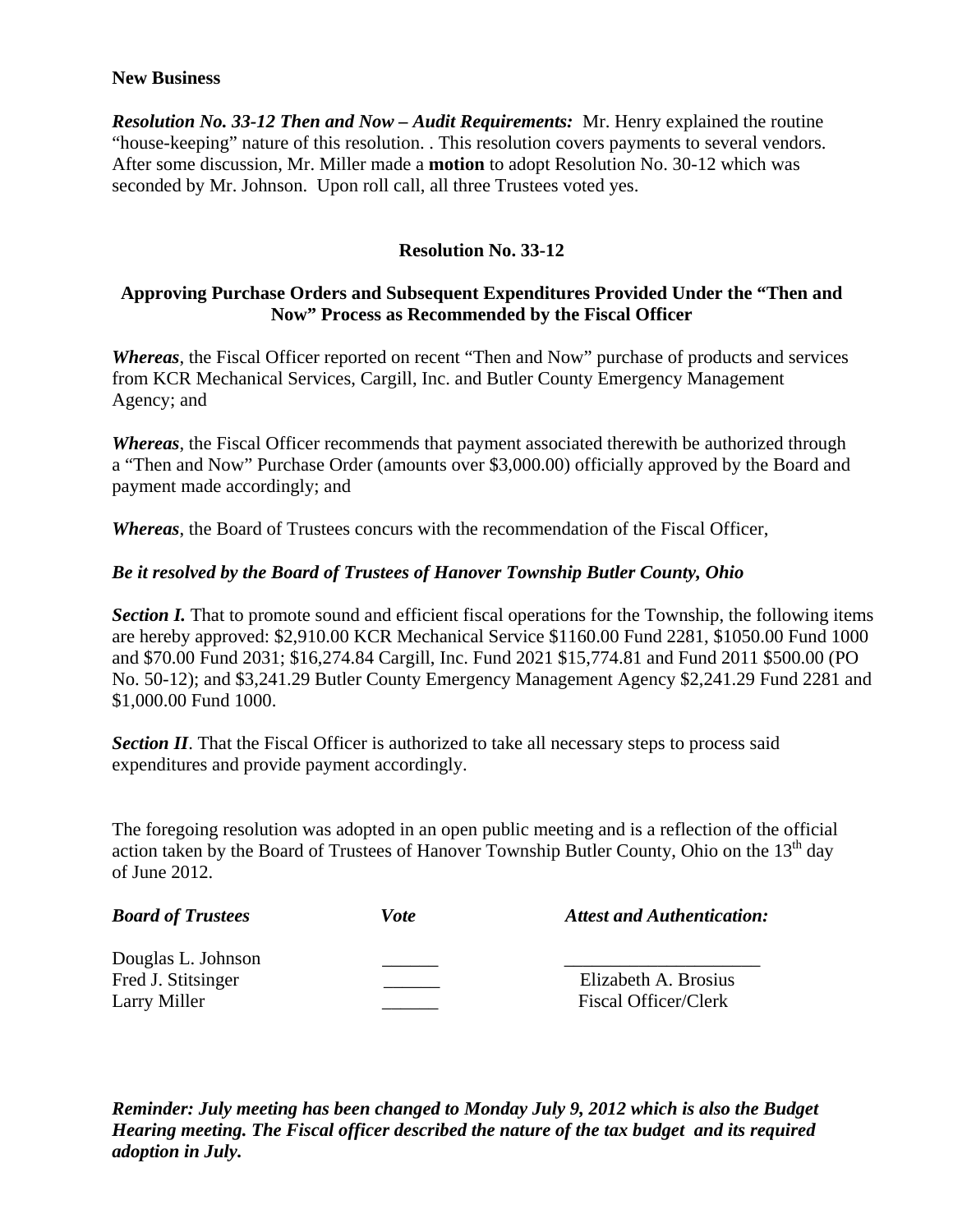**New Business**

***Resolution No. 33-12 Then and Now – Audit Requirements:*** Mr. Henry explained the routine "house-keeping" nature of this resolution. . This resolution covers payments to several vendors. After some discussion, Mr. Miller made a **motion** to adopt Resolution No. 30-12 which was seconded by Mr. Johnson. Upon roll call, all three Trustees voted yes.

**Resolution No. 33-12**

**Approving Purchase Orders and Subsequent Expenditures Provided Under the "Then and Now" Process as Recommended by the Fiscal Officer**

***Whereas***, the Fiscal Officer reported on recent "Then and Now" purchase of products and services from KCR Mechanical Services, Cargill, Inc. and Butler County Emergency Management Agency; and

***Whereas***, the Fiscal Officer recommends that payment associated therewith be authorized through a "Then and Now" Purchase Order (amounts over $3,000.00) officially approved by the Board and payment made accordingly; and

***Whereas***, the Board of Trustees concurs with the recommendation of the Fiscal Officer,

***Be it resolved by the Board of Trustees of Hanover Township Butler County, Ohio***

***Section I.*** That to promote sound and efficient fiscal operations for the Township, the following items are hereby approved: $2,910.00 KCR Mechanical Service $1160.00 Fund 2281, $1050.00 Fund 1000 and $70.00 Fund 2031; $16,274.84 Cargill, Inc. Fund 2021 $15,774.81 and Fund 2011 $500.00 (PO No. 50-12); and $3,241.29 Butler County Emergency Management Agency $2,241.29 Fund 2281 and $1,000.00 Fund 1000.

***Section II***. That the Fiscal Officer is authorized to take all necessary steps to process said expenditures and provide payment accordingly.

The foregoing resolution was adopted in an open public meeting and is a reflection of the official action taken by the Board of Trustees of Hanover Township Butler County, Ohio on the 13th day of June 2012.

| ***Board of Trustees*** | ***Vote*** | ***Attest and Authentication:*** |
|---|---|---|
| Douglas L. Johnson | ______ | ____________________ |
| Fred J. Stitsinger | ______ | Elizabeth A. Brosius |
| Larry Miller | ______ | Fiscal Officer/Clerk |

***Reminder: July meeting has been changed to Monday July 9, 2012 which is also the Budget Hearing meeting. The Fiscal officer described the nature of the tax budget and its required adoption in July.***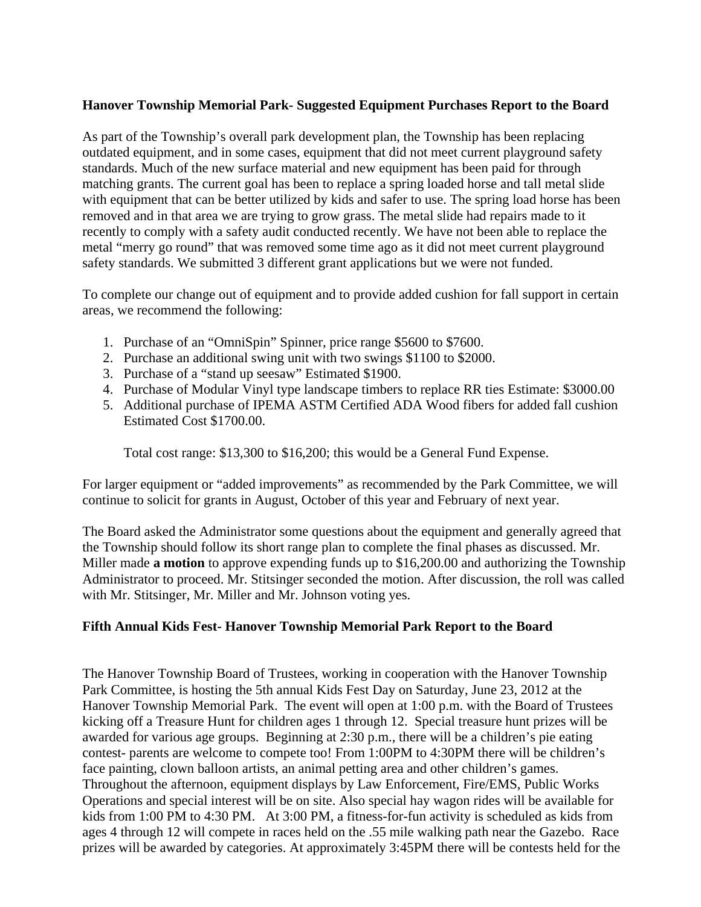**Hanover Township Memorial Park- Suggested Equipment Purchases Report to the Board**

As part of the Township's overall park development plan, the Township has been replacing outdated equipment, and in some cases, equipment that did not meet current playground safety standards. Much of the new surface material and new equipment has been paid for through matching grants. The current goal has been to replace a spring loaded horse and tall metal slide with equipment that can be better utilized by kids and safer to use. The spring load horse has been removed and in that area we are trying to grow grass. The metal slide had repairs made to it recently to comply with a safety audit conducted recently. We have not been able to replace the metal "merry go round" that was removed some time ago as it did not meet current playground safety standards. We submitted 3 different grant applications but we were not funded.

To complete our change out of equipment and to provide added cushion for fall support in certain areas, we recommend the following:

1. Purchase of an "OmniSpin" Spinner, price range $5600 to $7600.
2. Purchase an additional swing unit with two swings $1100 to $2000.
3. Purchase of a "stand up seesaw" Estimated $1900.
4. Purchase of Modular Vinyl type landscape timbers to replace RR ties Estimate: $3000.00
5. Additional purchase of IPEMA ASTM Certified ADA Wood fibers for added fall cushion Estimated Cost $1700.00.

   Total cost range: $13,300 to $16,200; this would be a General Fund Expense.

For larger equipment or "added improvements" as recommended by the Park Committee, we will continue to solicit for grants in August, October of this year and February of next year.

The Board asked the Administrator some questions about the equipment and generally agreed that the Township should follow its short range plan to complete the final phases as discussed. Mr. Miller made **a motion** to approve expending funds up to $16,200.00 and authorizing the Township Administrator to proceed. Mr. Stitsinger seconded the motion. After discussion, the roll was called with Mr. Stitsinger, Mr. Miller and Mr. Johnson voting yes.

**Fifth Annual Kids Fest- Hanover Township Memorial Park Report to the Board**

The Hanover Township Board of Trustees, working in cooperation with the Hanover Township Park Committee, is hosting the 5th annual Kids Fest Day on Saturday, June 23, 2012 at the Hanover Township Memorial Park. The event will open at 1:00 p.m. with the Board of Trustees kicking off a Treasure Hunt for children ages 1 through 12. Special treasure hunt prizes will be awarded for various age groups. Beginning at 2:30 p.m., there will be a children's pie eating contest- parents are welcome to compete too! From 1:00PM to 4:30PM there will be children's face painting, clown balloon artists, an animal petting area and other children's games. Throughout the afternoon, equipment displays by Law Enforcement, Fire/EMS, Public Works Operations and special interest will be on site. Also special hay wagon rides will be available for kids from 1:00 PM to 4:30 PM. At 3:00 PM, a fitness-for-fun activity is scheduled as kids from ages 4 through 12 will compete in races held on the .55 mile walking path near the Gazebo. Race prizes will be awarded by categories. At approximately 3:45PM there will be contests held for the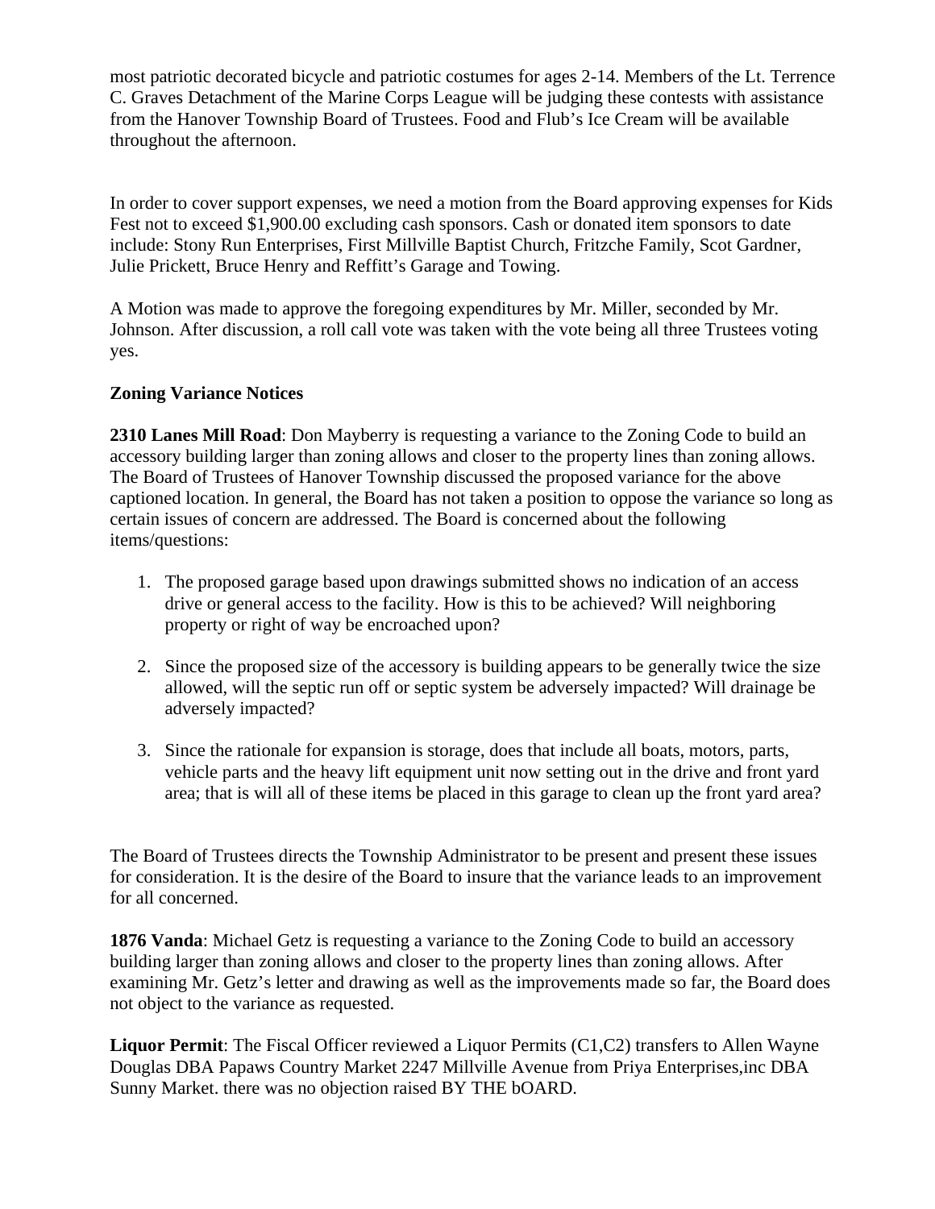most patriotic decorated bicycle and patriotic costumes for ages 2-14. Members of the Lt. Terrence C. Graves Detachment of the Marine Corps League will be judging these contests with assistance from the Hanover Township Board of Trustees. Food and Flub's Ice Cream will be available throughout the afternoon.

In order to cover support expenses, we need a motion from the Board approving expenses for Kids Fest not to exceed $1,900.00 excluding cash sponsors. Cash or donated item sponsors to date include: Stony Run Enterprises, First Millville Baptist Church, Fritzche Family, Scot Gardner, Julie Prickett, Bruce Henry and Reffitt's Garage and Towing.

A Motion was made to approve the foregoing expenditures by Mr. Miller, seconded by Mr. Johnson. After discussion, a roll call vote was taken with the vote being all three Trustees voting yes.

**Zoning Variance Notices**

**2310 Lanes Mill Road**: Don Mayberry is requesting a variance to the Zoning Code to build an accessory building larger than zoning allows and closer to the property lines than zoning allows. The Board of Trustees of Hanover Township discussed the proposed variance for the above captioned location. In general, the Board has not taken a position to oppose the variance so long as certain issues of concern are addressed. The Board is concerned about the following items/questions:

1. The proposed garage based upon drawings submitted shows no indication of an access drive or general access to the facility. How is this to be achieved? Will neighboring property or right of way be encroached upon?

2. Since the proposed size of the accessory is building appears to be generally twice the size allowed, will the septic run off or septic system be adversely impacted? Will drainage be adversely impacted?

3. Since the rationale for expansion is storage, does that include all boats, motors, parts, vehicle parts and the heavy lift equipment unit now setting out in the drive and front yard area; that is will all of these items be placed in this garage to clean up the front yard area?

The Board of Trustees directs the Township Administrator to be present and present these issues for consideration. It is the desire of the Board to insure that the variance leads to an improvement for all concerned.

**1876 Vanda**: Michael Getz is requesting a variance to the Zoning Code to build an accessory building larger than zoning allows and closer to the property lines than zoning allows. After examining Mr. Getz's letter and drawing as well as the improvements made so far, the Board does not object to the variance as requested.

**Liquor Permit**: The Fiscal Officer reviewed a Liquor Permits (C1,C2) transfers to Allen Wayne Douglas DBA Papaws Country Market 2247 Millville Avenue from Priya Enterprises,inc DBA Sunny Market. there was no objection raised BY THE bOARD.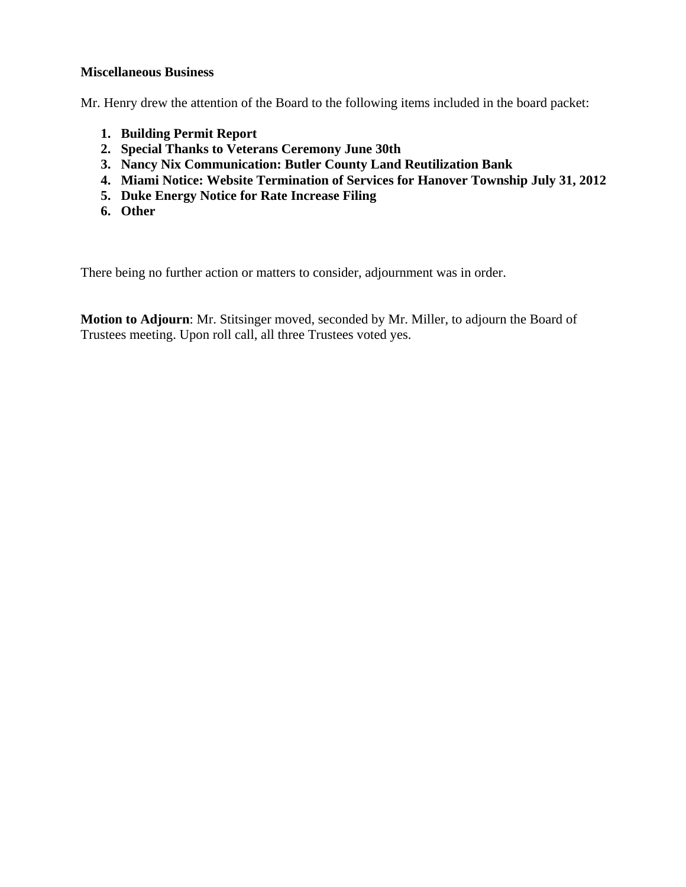**Miscellaneous Business**

Mr. Henry drew the attention of the Board to the following items included in the board packet:

1. **Building Permit Report**
2. **Special Thanks to Veterans Ceremony June 30th**
3. **Nancy Nix Communication: Butler County Land Reutilization Bank**
4. **Miami Notice: Website Termination of Services for Hanover Township July 31, 2012**
5. **Duke Energy Notice for Rate Increase Filing**
6. **Other**

There being no further action or matters to consider, adjournment was in order.

**Motion to Adjourn**: Mr. Stitsinger moved, seconded by Mr. Miller, to adjourn the Board of Trustees meeting. Upon roll call, all three Trustees voted yes.